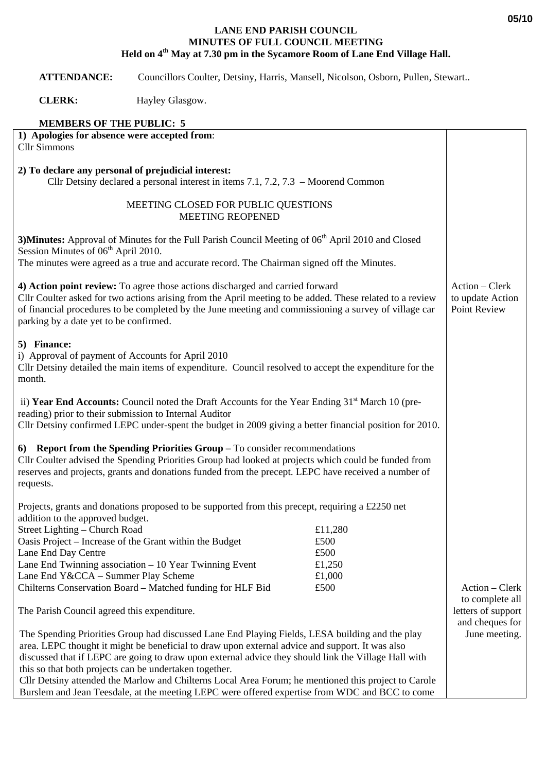**LANE END PARISH COUNCIL**
**MINUTES OF FULL COUNCIL MEETING**
**Held on 4th May at 7.30 pm in the Sycamore Room of Lane End Village Hall.**

**ATTENDANCE:** Councillors Coulter, Detsiny, Harris, Mansell, Nicolson, Osborn, Pullen, Stewart..

**CLERK:** Hayley Glasgow.

**MEMBERS OF THE PUBLIC: 5**

| | |
|---|---|
| **1) Apologies for absence were accepted from**:<br>Cllr Simmons | |
| **2) To declare any personal of prejudicial interest:**<br>Cllr Detsiny declared a personal interest in items 7.1, 7.2, 7.3 – Moorend Common | |
| MEETING CLOSED FOR PUBLIC QUESTIONS<br>MEETING REOPENED | |
| **3)Minutes:** Approval of Minutes for the Full Parish Council Meeting of 06th April 2010 and Closed Session Minutes of 06th April 2010.<br>The minutes were agreed as a true and accurate record. The Chairman signed off the Minutes. | |
| **4) Action point review:** To agree those actions discharged and carried forward<br>Cllr Coulter asked for two actions arising from the April meeting to be added. These related to a review of financial procedures to be completed by the June meeting and commissioning a survey of village car parking by a date yet to be confirmed. | Action – Clerk to update Action Point Review |
| **5) Finance:**<br>i) Approval of payment of Accounts for April 2010<br>Cllr Detsiny detailed the main items of expenditure. Council resolved to accept the expenditure for the month.<br><br>ii) **Year End Accounts:** Council noted the Draft Accounts for the Year Ending 31st March 10 (pre-reading) prior to their submission to Internal Auditor<br>Cllr Detsiny confirmed LEPC under-spent the budget in 2009 giving a better financial position for 2010. | |
| **6) Report from the Spending Priorities Group –** To consider recommendations<br>Cllr Coulter advised the Spending Priorities Group had looked at projects which could be funded from reserves and projects, grants and donations funded from the precept. LEPC have received a number of requests.<br><br>Projects, grants and donations proposed to be supported from this precept, requiring a £2250 net addition to the approved budget.<br>Street Lighting – Church Road £11,280<br>Oasis Project – Increase of the Grant within the Budget £500<br>Lane End Day Centre £500<br>Lane End Twinning association – 10 Year Twinning Event £1,250<br>Lane End Y&CCA – Summer Play Scheme £1,000<br>Chilterns Conservation Board – Matched funding for HLF Bid £500<br><br>The Parish Council agreed this expenditure.<br><br>The Spending Priorities Group had discussed Lane End Playing Fields, LESA building and the play area. LEPC thought it might be beneficial to draw upon external advice and support. It was also discussed that if LEPC are going to draw upon external advice they should link the Village Hall with this so that both projects can be undertaken together.<br>Cllr Detsiny attended the Marlow and Chilterns Local Area Forum; he mentioned this project to Carole Burslem and Jean Teesdale, at the meeting LEPC were offered expertise from WDC and BCC to come | Action – Clerk to complete all letters of support and cheques for June meeting. |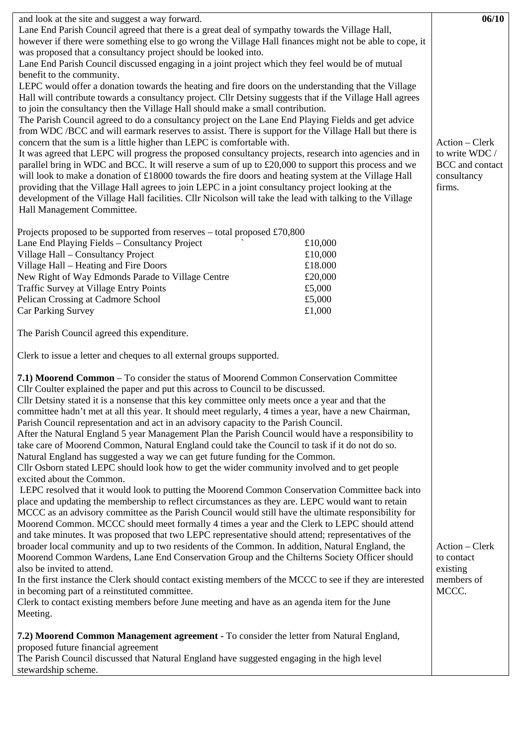and look at the site and suggest a way forward.

Lane End Parish Council agreed that there is a great deal of sympathy towards the Village Hall, however if there were something else to go wrong the Village Hall finances might not be able to cope, it was proposed that a consultancy project should be looked into.

Lane End Parish Council discussed engaging in a joint project which they feel would be of mutual benefit to the community.

LEPC would offer a donation towards the heating and fire doors on the understanding that the Village Hall will contribute towards a consultancy project. Cllr Detsiny suggests that if the Village Hall agrees to join the consultancy then the Village Hall should make a small contribution.

The Parish Council agreed to do a consultancy project on the Lane End Playing Fields and get advice from WDC /BCC and will earmark reserves to assist. There is support for the Village Hall but there is concern that the sum is a little higher than LEPC is comfortable with.

It was agreed that LEPC will progress the proposed consultancy projects, research into agencies and in parallel bring in WDC and BCC. It will reserve a sum of up to £20,000 to support this process and we will look to make a donation of £18000 towards the fire doors and heating system at the Village Hall providing that the Village Hall agrees to join LEPC in a joint consultancy project looking at the development of the Village Hall facilities. Cllr Nicolson will take the lead with talking to the Village Hall Management Committee.

**06/10**

Action – Clerk to write WDC / BCC and contact consultancy firms.

Projects proposed to be supported from reserves – total proposed £70,800

| Project | Amount |
|---|---|
| Lane End Playing Fields – Consultancy Project | £10,000 |
| Village Hall – Consultancy Project | £10,000 |
| Village Hall – Heating and Fire Doors | £18.000 |
| New Right of Way Edmonds Parade to Village Centre | £20,000 |
| Traffic Survey at Village Entry Points | £5,000 |
| Pelican Crossing at Cadmore School | £5,000 |
| Car Parking Survey | £1,000 |

The Parish Council agreed this expenditure.

Clerk to issue a letter and cheques to all external groups supported.

**7.1) Moorend Common** – To consider the status of Moorend Common Conservation Committee

Cllr Coulter explained the paper and put this across to Council to be discussed.

Cllr Detsiny stated it is a nonsense that this key committee only meets once a year and that the committee hadn't met at all this year. It should meet regularly, 4 times a year, have a new Chairman, Parish Council representation and act in an advisory capacity to the Parish Council.

After the Natural England 5 year Management Plan the Parish Council would have a responsibility to take care of Moorend Common, Natural England could take the Council to task if it do not do so.

Natural England has suggested a way we can get future funding for the Common.

Cllr Osborn stated LEPC should look how to get the wider community involved and to get people excited about the Common.

LEPC resolved that it would look to putting the Moorend Common Conservation Committee back into place and updating the membership to reflect circumstances as they are. LEPC would want to retain MCCC as an advisory committee as the Parish Council would still have the ultimate responsibility for Moorend Common. MCCC should meet formally 4 times a year and the Clerk to LEPC should attend and take minutes. It was proposed that two LEPC representative should attend; representatives of the broader local community and up to two residents of the Common. In addition, Natural England, the Moorend Common Wardens, Lane End Conservation Group and the Chilterns Society Officer should also be invited to attend.

In the first instance the Clerk should contact existing members of the MCCC to see if they are interested in becoming part of a reinstituted committee.

Clerk to contact existing members before June meeting and have as an agenda item for the June Meeting.

Action – Clerk to contact existing members of MCCC.

**7.2) Moorend Common Management agreement** - To consider the letter from Natural England, proposed future financial agreement

The Parish Council discussed that Natural England have suggested engaging in the high level stewardship scheme.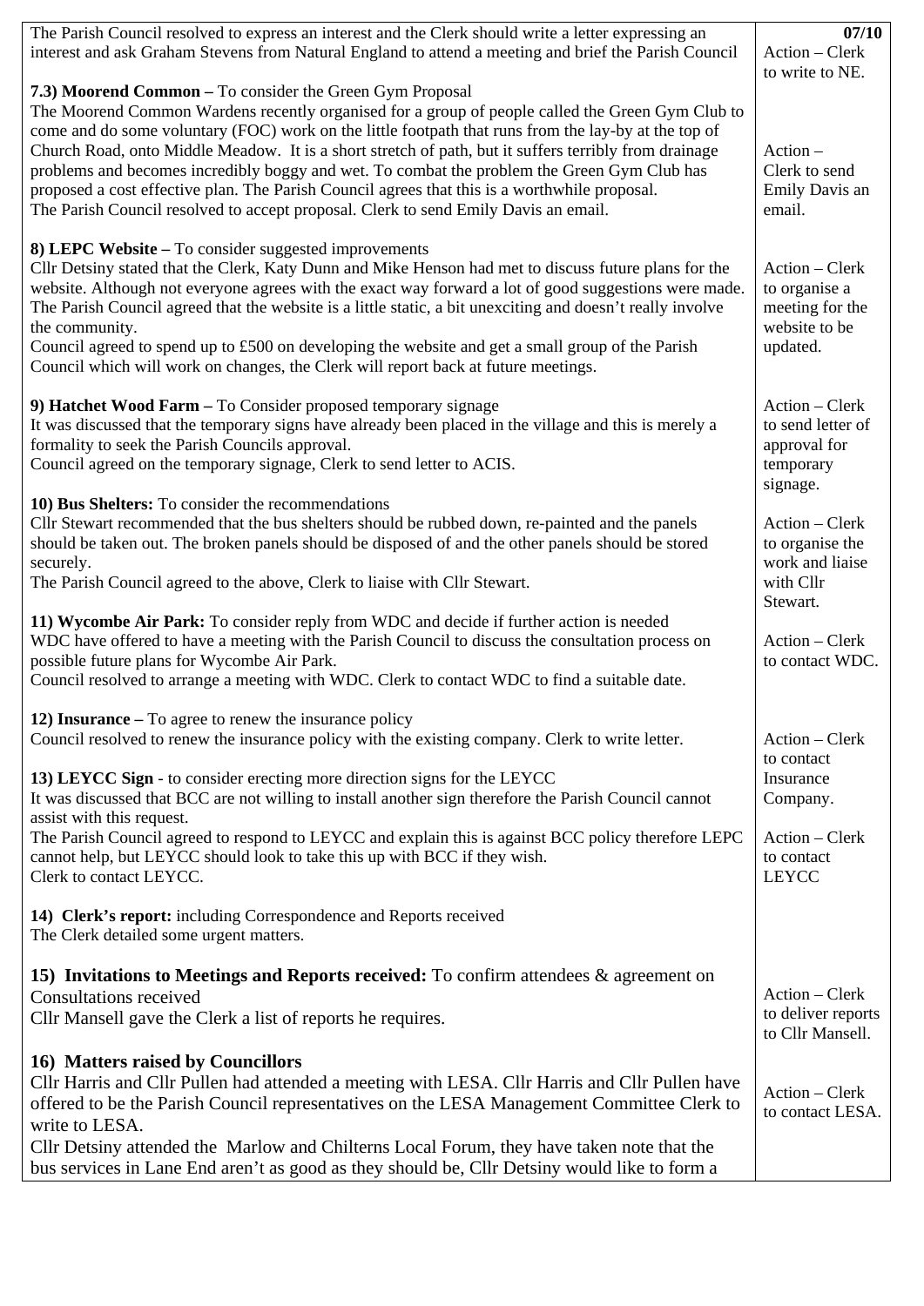| | 07/10 |
|---|---|
| The Parish Council resolved to express an interest and the Clerk should write a letter expressing an interest and ask Graham Stevens from Natural England to attend a meeting and brief the Parish Council | Action – Clerk to write to NE. |
| **7.3) Moorend Common –** To consider the Green Gym Proposal<br>The Moorend Common Wardens recently organised for a group of people called the Green Gym Club to come and do some voluntary (FOC) work on the little footpath that runs from the lay-by at the top of Church Road, onto Middle Meadow. It is a short stretch of path, but it suffers terribly from drainage problems and becomes incredibly boggy and wet. To combat the problem the Green Gym Club has proposed a cost effective plan. The Parish Council agrees that this is a worthwhile proposal.<br>The Parish Council resolved to accept proposal. Clerk to send Emily Davis an email. | Action – Clerk to send Emily Davis an email. |
| **8) LEPC Website –** To consider suggested improvements<br>Cllr Detsiny stated that the Clerk, Katy Dunn and Mike Henson had met to discuss future plans for the website. Although not everyone agrees with the exact way forward a lot of good suggestions were made. The Parish Council agreed that the website is a little static, a bit unexciting and doesn't really involve the community.<br>Council agreed to spend up to £500 on developing the website and get a small group of the Parish Council which will work on changes, the Clerk will report back at future meetings. | Action – Clerk to organise a meeting for the website to be updated. |
| **9) Hatchet Wood Farm –** To Consider proposed temporary signage<br>It was discussed that the temporary signs have already been placed in the village and this is merely a formality to seek the Parish Councils approval.<br>Council agreed on the temporary signage, Clerk to send letter to ACIS. | Action – Clerk to send letter of approval for temporary signage. |
| **10) Bus Shelters:** To consider the recommendations<br>Cllr Stewart recommended that the bus shelters should be rubbed down, re-painted and the panels should be taken out. The broken panels should be disposed of and the other panels should be stored securely.<br>The Parish Council agreed to the above, Clerk to liaise with Cllr Stewart. | Action – Clerk to organise the work and liaise with Cllr Stewart. |
| **11) Wycombe Air Park:** To consider reply from WDC and decide if further action is needed<br>WDC have offered to have a meeting with the Parish Council to discuss the consultation process on possible future plans for Wycombe Air Park.<br>Council resolved to arrange a meeting with WDC. Clerk to contact WDC to find a suitable date. | Action – Clerk to contact WDC. |
| **12) Insurance –** To agree to renew the insurance policy<br>Council resolved to renew the insurance policy with the existing company. Clerk to write letter. | Action – Clerk to contact Insurance Company. |
| **13) LEYCC Sign** - to consider erecting more direction signs for the LEYCC<br>It was discussed that BCC are not willing to install another sign therefore the Parish Council cannot assist with this request.<br>The Parish Council agreed to respond to LEYCC and explain this is against BCC policy therefore LEPC cannot help, but LEYCC should look to take this up with BCC if they wish.<br>Clerk to contact LEYCC. | Action – Clerk to contact LEYCC |
| **14) Clerk's report:** including Correspondence and Reports received<br>The Clerk detailed some urgent matters. | |
| **15) Invitations to Meetings and Reports received:** To confirm attendees & agreement on Consultations received<br>Cllr Mansell gave the Clerk a list of reports he requires. | Action – Clerk to deliver reports to Cllr Mansell. |
| **16) Matters raised by Councillors**<br>Cllr Harris and Cllr Pullen had attended a meeting with LESA. Cllr Harris and Cllr Pullen have offered to be the Parish Council representatives on the LESA Management Committee Clerk to write to LESA.<br>Cllr Detsiny attended the Marlow and Chilterns Local Forum, they have taken note that the bus services in Lane End aren't as good as they should be, Cllr Detsiny would like to form a | Action – Clerk to contact LESA. |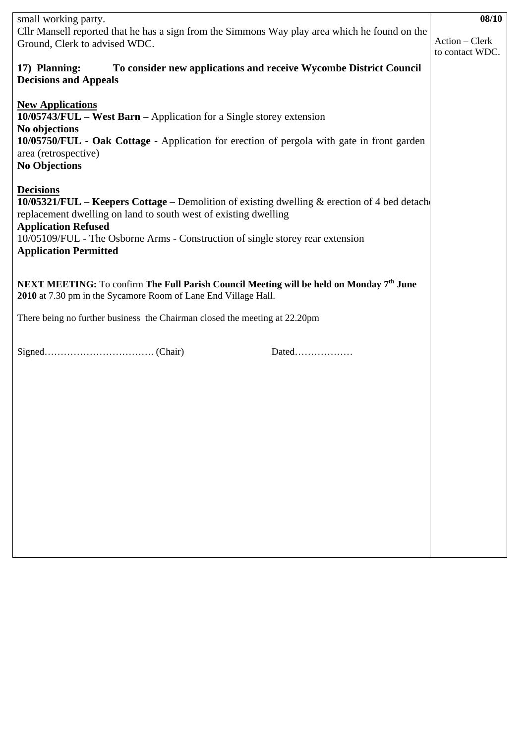small working party.
Cllr Mansell reported that he has a sign from the Simmons Way play area which he found on the Ground, Clerk to advised WDC.

Action – Clerk to contact WDC.

**17) Planning: To consider new applications and receive Wycombe District Council Decisions and Appeals**

**New Applications**

**10/05743/FUL – West Barn –** Application for a Single storey extension
**No objections**
**10/05750/FUL - Oak Cottage -** Application for erection of pergola with gate in front garden area (retrospective)
**No Objections**

**Decisions**

**10/05321/FUL – Keepers Cottage –** Demolition of existing dwelling & erection of 4 bed detach replacement dwelling on land to south west of existing dwelling
**Application Refused**
10/05109/FUL - The Osborne Arms - Construction of single storey rear extension
**Application Permitted**

**NEXT MEETING:** To confirm **The Full Parish Council Meeting will be held on Monday 7th June 2010** at 7.30 pm in the Sycamore Room of Lane End Village Hall.

There being no further business the Chairman closed the meeting at 22.20pm

Signed……………………………. (Chair) Dated………………